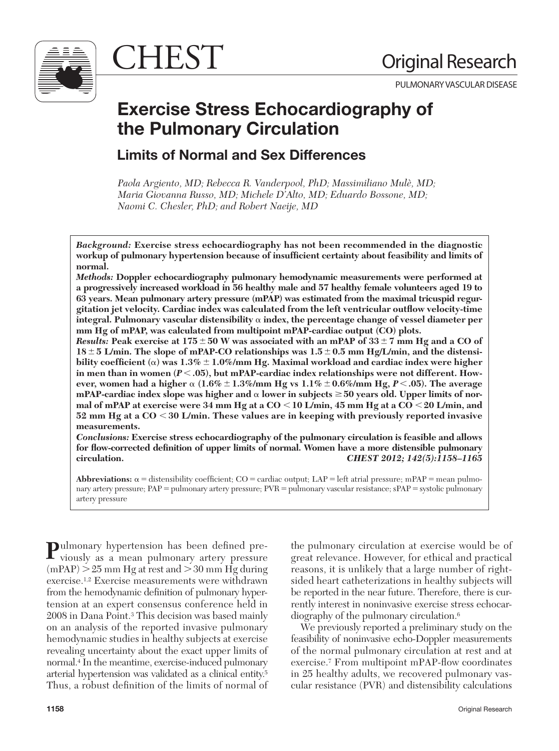# Exercise Stress Echocardiography of the Pulmonary Circulation

## Limits of Normal and Sex Differences

*Paola Argiento, MD; Rebecca R. Vanderpool, PhD; Massimiliano Mulè, MD; Maria Giovanna Russo, MD; Michele D'Alto, MD; Eduardo Bossone, MD; Naomi C. Chesler, PhD; and Robert Naeije, MD*

***Background:*** **Exercise stress echocardiography has not been recommended in the diagnostic workup of pulmonary hypertension because of insufficient certainty about feasibility and limits of normal.**

***Methods:*** **Doppler echocardiography pulmonary hemodynamic measurements were performed at a progressively increased workload in 56 healthy male and 57 healthy female volunteers aged 19 to 63 years. Mean pulmonary artery pressure (mPAP) was estimated from the maximal tricuspid regurgitation jet velocity. Cardiac index was calculated from the left ventricular outflow velocity-time integral. Pulmonary vascular distensibility α index, the percentage change of vessel diameter per mm Hg of mPAP, was calculated from multipoint mPAP-cardiac output (CO) plots.**

***Results:*** **Peak exercise at 175 ± 50 W was associated with an mPAP of 33 ± 7 mm Hg and a CO of 18 ± 5 L/min. The slope of mPAP-CO relationships was 1.5 ± 0.5 mm Hg/L/min, and the distensibility coefficient (α) was 1.3% ± 1.0%/mm Hg. Maximal workload and cardiac index were higher in men than in women (*P* < .05), but mPAP-cardiac index relationships were not different. However, women had a higher α (1.6% ± 1.3%/mm Hg vs 1.1% ± 0.6%/mm Hg, *P* < .05). The average mPAP-cardiac index slope was higher and α lower in subjects ≥ 50 years old. Upper limits of normal of mPAP at exercise were 34 mm Hg at a CO < 10 L/min, 45 mm Hg at a CO < 20 L/min, and 52 mm Hg at a CO < 30 L/min. These values are in keeping with previously reported invasive measurements.**

***Conclusions:*** **Exercise stress echocardiography of the pulmonary circulation is feasible and allows for flow-corrected definition of upper limits of normal. Women have a more distensible pulmonary circulation.** ***CHEST 2012; 142(5):1158–1165***

**Abbreviations:** α = distensibility coefficient; CO = cardiac output; LAP = left atrial pressure; mPAP = mean pulmonary artery pressure; PAP = pulmonary artery pressure; PVR = pulmonary vascular resistance; sPAP = systolic pulmonary artery pressure

Pulmonary hypertension has been defined previously as a mean pulmonary artery pressure (mPAP) > 25 mm Hg at rest and > 30 mm Hg during exercise.[1,2] Exercise measurements were withdrawn from the hemodynamic definition of pulmonary hypertension at an expert consensus conference held in 2008 in Dana Point.[3] This decision was based mainly on an analysis of the reported invasive pulmonary hemodynamic studies in healthy subjects at exercise revealing uncertainty about the exact upper limits of normal.[4] In the meantime, exercise-induced pulmonary arterial hypertension was validated as a clinical entity.[5] Thus, a robust definition of the limits of normal of the pulmonary circulation at exercise would be of great relevance. However, for ethical and practical reasons, it is unlikely that a large number of right-sided heart catheterizations in healthy subjects will be reported in the near future. Therefore, there is currently interest in noninvasive exercise stress echocardiography of the pulmonary circulation.[6]

We previously reported a preliminary study on the feasibility of noninvasive echo-Doppler measurements of the normal pulmonary circulation at rest and at exercise.[7] From multipoint mPAP-flow coordinates in 25 healthy adults, we recovered pulmonary vascular resistance (PVR) and distensibility calculations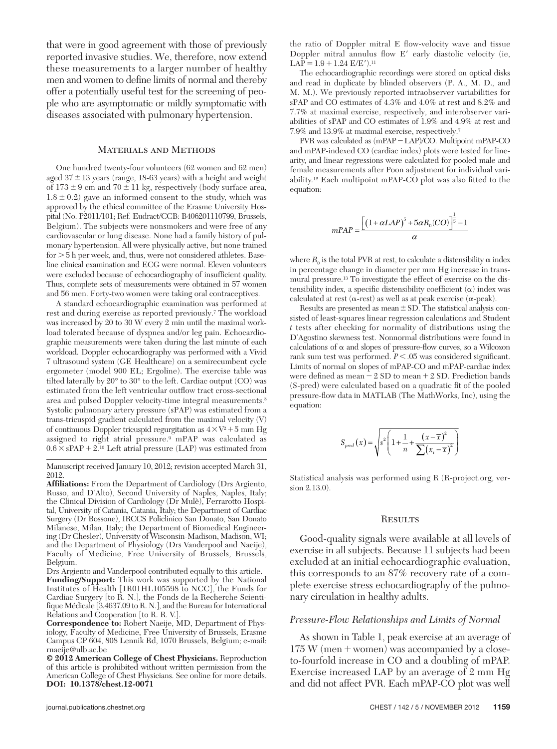that were in good agreement with those of previously reported invasive studies. We, therefore, now extend these measurements to a larger number of healthy men and women to define limits of normal and thereby offer a potentially useful test for the screening of people who are asymptomatic or mildly symptomatic with diseases associated with pulmonary hypertension.

## Materials and Methods

One hundred twenty-four volunteers (62 women and 62 men) aged 37 ± 13 years (range, 18-63 years) with a height and weight of 173 ± 9 cm and 70 ± 11 kg, respectively (body surface area, 1.8 ± 0.2) gave an informed consent to the study, which was approved by the ethical committee of the Erasme University Hospital (No. P2011/101; Ref. Eudract/CCB: B406201110799, Brussels, Belgium). The subjects were nonsmokers and were free of any cardiovascular or lung disease. None had a family history of pulmonary hypertension. All were physically active, but none trained for > 5 h per week, and, thus, were not considered athletes. Baseline clinical examination and ECG were normal. Eleven volunteers were excluded because of echocardiography of insufficient quality. Thus, complete sets of measurements were obtained in 57 women and 56 men. Forty-two women were taking oral contraceptives.

A standard echocardiographic examination was performed at rest and during exercise as reported previously.[7] The workload was increased by 20 to 30 W every 2 min until the maximal workload tolerated because of dyspnea and/or leg pain. Echocardiographic measurements were taken during the last minute of each workload. Doppler echocardiography was performed with a Vivid 7 ultrasound system (GE Healthcare) on a semirecumbent cycle ergometer (model 900 EL; Ergoline). The exercise table was tilted laterally by 20° to 30° to the left. Cardiac output (CO) was estimated from the left ventricular outflow tract cross-sectional area and pulsed Doppler velocity-time integral measurements.[8] Systolic pulmonary artery pressure (sPAP) was estimated from a trans-tricuspid gradient calculated from the maximal velocity (V) of continuous Doppler tricuspid regurgitation as $4 \times V^2 + 5$ mm Hg assigned to right atrial pressure.[9] mPAP was calculated as $0.6 \times \text{sPAP} + 2$.[10] Left atrial pressure (LAP) was estimated from the ratio of Doppler mitral E flow-velocity wave and tissue Doppler mitral annulus flow E′ early diastolic velocity (ie, $\text{LAP} = 1.9 + 1.24\ \text{E/E}'$).[11]

The echocardiographic recordings were stored on optical disks and read in duplicate by blinded observers (P. A., M. D., and M. M.). We previously reported intraobserver variabilities for sPAP and CO estimates of 4.3% and 4.0% at rest and 8.2% and 7.7% at maximal exercise, respectively, and interobserver variabilities of sPAP and CO estimates of 1.9% and 4.9% at rest and 7.9% and 13.9% at maximal exercise, respectively.[7]

PVR was calculated as (mPAP − LAP)/CO. Multipoint mPAP-CO and mPAP-indexed CO (cardiac index) plots were tested for linearity, and linear regressions were calculated for pooled male and female measurements after Poon adjustment for individual variability.[12] Each multipoint mPAP-CO plot was also fitted to the equation:

$$mPAP = \frac{\left[(1+\alpha LAP)^5 + 5\alpha R_0 (CO)\right]^{\frac{1}{5}} - 1}{\alpha}$$

where $R_0$ is the total PVR at rest, to calculate a distensibility α index in percentage change in diameter per mm Hg increase in transmural pressure.[13] To investigate the effect of exercise on the distensibility index, a specific distensibility coefficient (α) index was calculated at rest (α-rest) as well as at peak exercise (α-peak).

Results are presented as mean ± SD. The statistical analysis consisted of least-squares linear regression calculations and Student *t* tests after checking for normality of distributions using the D'Agostino skewness test. Nonnormal distributions were found in calculations of α and slopes of pressure-flow curves, so a Wilcoxon rank sum test was performed. $P < .05$ was considered significant. Limits of normal on slopes of mPAP-CO and mPAP-cardiac index were defined as mean − 2 SD to mean + 2 SD. Prediction bands (S-pred) were calculated based on a quadratic fit of the pooled pressure-flow data in MATLAB (The MathWorks, Inc), using the equation:

$$S_{pred}(x) = \sqrt{s^2\left(1 + \frac{1}{n} + \frac{(x-\bar{x})^2}{\sum(x_i - \bar{x})^2}\right)}$$

Statistical analysis was performed using R (R-project.org, version 2.13.0).

## Results

Good-quality signals were available at all levels of exercise in all subjects. Because 11 subjects had been excluded at an initial echocardiographic evaluation, this corresponds to an 87% recovery rate of a complete exercise stress echocardiography of the pulmonary circulation in healthy adults.

### *Pressure-Flow Relationships and Limits of Normal*

As shown in Table 1, peak exercise at an average of 175 W (men + women) was accompanied by a close-to-fourfold increase in CO and a doubling of mPAP. Exercise increased LAP by an average of 2 mm Hg and did not affect PVR. Each mPAP-CO plot was well

Manuscript received January 10, 2012; revision accepted March 31, 2012.

**Affiliations:** From the Department of Cardiology (Drs Argiento, Russo, and D'Alto), Second University of Naples, Naples, Italy; the Clinical Division of Cardiology (Dr Mulè), Ferrarotto Hospital, University of Catania, Catania, Italy; the Department of Cardiac Surgery (Dr Bossone), IRCCS Policlinico San Donato, San Donato Milanese, Milan, Italy; the Department of Biomedical Engineering (Dr Chesler), University of Wisconsin-Madison, Madison, WI; and the Department of Physiology (Drs Vanderpool and Naeije), Faculty of Medicine, Free University of Brussels, Brussels, Belgium.

Drs Argiento and Vanderpool contributed equally to this article.

**Funding/Support:** This work was supported by the National Institutes of Health [1R01HL105598 to NCC], the Funds for Cardiac Surgery [to R. N.], the Fonds de la Recherche Scientifique Médicale [3.4637.09 to R. N.], and the Bureau for International Relations and Cooperation [to R. R. V.].

**Correspondence to:** Robert Naeije, MD, Department of Physiology, Faculty of Medicine, Free University of Brussels, Erasme Campus CP 604, 808 Lennik Rd, 1070 Brussels, Belgium; e-mail: rnaeije@ulb.ac.be

**© 2012 American College of Chest Physicians.** Reproduction of this article is prohibited without written permission from the American College of Chest Physicians. See online for more details. **DOI: 10.1378/chest.12-0071**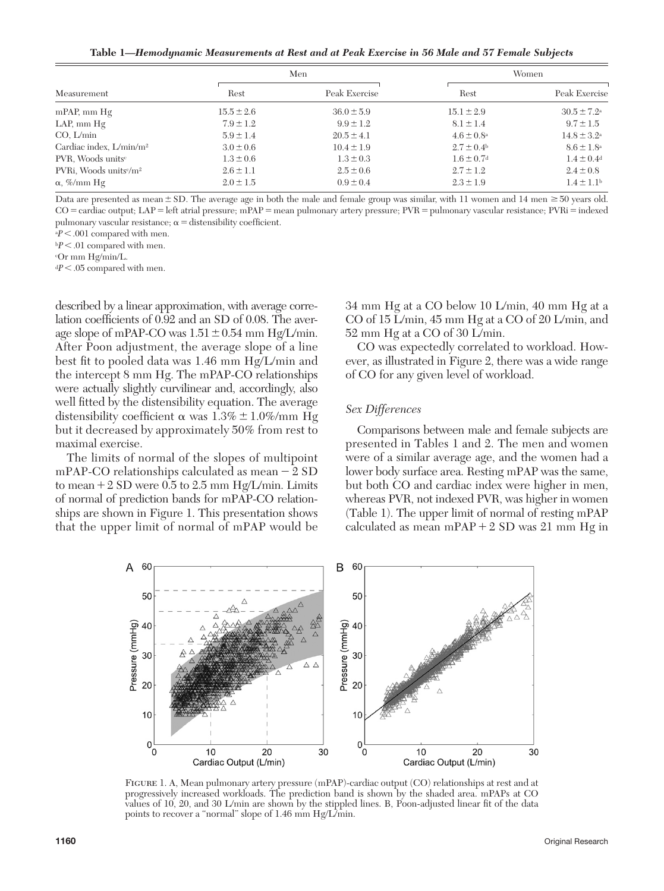**Table 1—*Hemodynamic Measurements at Rest and at Peak Exercise in 56 Male and 57 Female Subjects***

| Measurement | Men | | Women | |
|---|---|---|---|---|
| | Rest | Peak Exercise | Rest | Peak Exercise |
| mPAP, mm Hg | 15.5 ± 2.6 | 36.0 ± 5.9 | 15.1 ± 2.9 | 30.5 ± 7.2[a] |
| LAP, mm Hg | 7.9 ± 1.2 | 9.9 ± 1.2 | 8.1 ± 1.4 | 9.7 ± 1.5 |
| CO, L/min | 5.9 ± 1.4 | 20.5 ± 4.1 | 4.6 ± 0.8[a] | 14.8 ± 3.2[a] |
| Cardiac index, L/min/m² | 3.0 ± 0.6 | 10.4 ± 1.9 | 2.7 ± 0.4[b] | 8.6 ± 1.8[a] |
| PVR, Woods units[c] | 1.3 ± 0.6 | 1.3 ± 0.3 | 1.6 ± 0.7[d] | 1.4 ± 0.4[d] |
| PVRi, Woods units[c]/m² | 2.6 ± 1.1 | 2.5 ± 0.6 | 2.7 ± 1.2 | 2.4 ± 0.8 |
| α, %/mm Hg | 2.0 ± 1.5 | 0.9 ± 0.4 | 2.3 ± 1.9 | 1.4 ± 1.1[b] |

Data are presented as mean ± SD. The average age in both the male and female group was similar, with 11 women and 14 men ≥ 50 years old. CO = cardiac output; LAP = left atrial pressure; mPAP = mean pulmonary artery pressure; PVR = pulmonary vascular resistance; PVRi = indexed pulmonary vascular resistance; α = distensibility coefficient.

[a]$P < .001$ compared with men.

[b]$P < .01$ compared with men.

[c]Or mm Hg/min/L.

[d]$P < .05$ compared with men.

described by a linear approximation, with average correlation coefficients of 0.92 and an SD of 0.08. The average slope of mPAP-CO was 1.51 ± 0.54 mm Hg/L/min. After Poon adjustment, the average slope of a line best fit to pooled data was 1.46 mm Hg/L/min and the intercept 8 mm Hg. The mPAP-CO relationships were actually slightly curvilinear and, accordingly, also well fitted by the distensibility equation. The average distensibility coefficient α was 1.3% ± 1.0%/mm Hg but it decreased by approximately 50% from rest to maximal exercise.

The limits of normal of the slopes of multipoint mPAP-CO relationships calculated as mean − 2 SD to mean + 2 SD were 0.5 to 2.5 mm Hg/L/min. Limits of normal of prediction bands for mPAP-CO relationships are shown in Figure 1. This presentation shows that the upper limit of normal of mPAP would be 34 mm Hg at a CO below 10 L/min, 40 mm Hg at a CO of 15 L/min, 45 mm Hg at a CO of 20 L/min, and 52 mm Hg at a CO of 30 L/min.

CO was expectedly correlated to workload. However, as illustrated in Figure 2, there was a wide range of CO for any given level of workload.

### *Sex Differences*

Comparisons between male and female subjects are presented in Tables 1 and 2. The men and women were of a similar average age, and the women had a lower body surface area. Resting mPAP was the same, but both CO and cardiac index were higher in men, whereas PVR, not indexed PVR, was higher in women (Table 1). The upper limit of normal of resting mPAP calculated as mean mPAP + 2 SD was 21 mm Hg in

FIGURE 1. A, Mean pulmonary artery pressure (mPAP)-cardiac output (CO) relationships at rest and at progressively increased workloads. The prediction band is shown by the shaded area. mPAPs at CO values of 10, 20, and 30 L/min are shown by the stippled lines. B, Poon-adjusted linear fit of the data points to recover a "normal" slope of 1.46 mm Hg/L/min.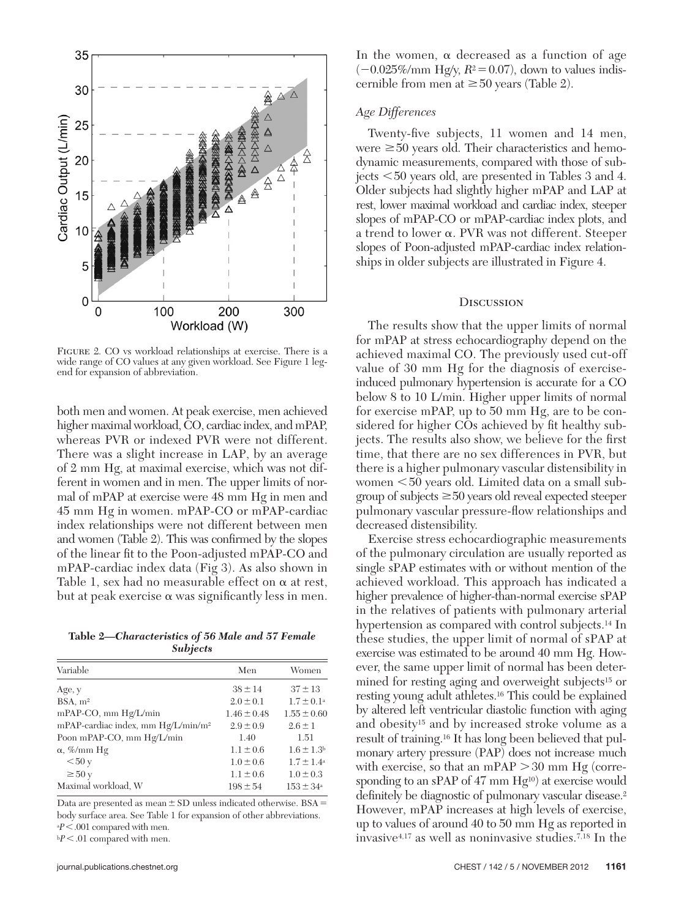FIGURE 2. CO vs workload relationships at exercise. There is a wide range of CO values at any given workload. See Figure 1 legend for expansion of abbreviation.

both men and women. At peak exercise, men achieved higher maximal workload, CO, cardiac index, and mPAP, whereas PVR or indexed PVR were not different. There was a slight increase in LAP, by an average of 2 mm Hg, at maximal exercise, which was not different in women and in men. The upper limits of normal of mPAP at exercise were 48 mm Hg in men and 45 mm Hg in women. mPAP-CO or mPAP-cardiac index relationships were not different between men and women (Table 2). This was confirmed by the slopes of the linear fit to the Poon-adjusted mPAP-CO and mPAP-cardiac index data (Fig 3). As also shown in Table 1, sex had no measurable effect on α at rest, but at peak exercise α was significantly less in men.

**Table 2—*Characteristics of 56 Male and 57 Female Subjects***

| Variable | Men | Women |
|---|---|---|
| Age, y | 38 ± 14 | 37 ± 13 |
| BSA, m² | 2.0 ± 0.1 | 1.7 ± 0.1[a] |
| mPAP-CO, mm Hg/L/min | 1.46 ± 0.48 | 1.55 ± 0.60 |
| mPAP-cardiac index, mm Hg/L/min/m² | 2.9 ± 0.9 | 2.6 ± 1 |
| Poon mPAP-CO, mm Hg/L/min | 1.40 | 1.51 |
| α, %/mm Hg | 1.1 ± 0.6 | 1.6 ± 1.3[b] |
| < 50 y | 1.0 ± 0.6 | 1.7 ± 1.4[a] |
| ≥ 50 y | 1.1 ± 0.6 | 1.0 ± 0.3 |
| Maximal workload, W | 198 ± 54 | 153 ± 34[a] |

Data are presented as mean ± SD unless indicated otherwise. BSA = body surface area. See Table 1 for expansion of other abbreviations.
[a]$P < .001$ compared with men.
[b]$P < .01$ compared with men.

In the women, α decreased as a function of age (−0.025%/mm Hg/y, $R^2 = 0.07$), down to values indiscernible from men at ≥50 years (Table 2).

### *Age Differences*

Twenty-five subjects, 11 women and 14 men, were ≥50 years old. Their characteristics and hemodynamic measurements, compared with those of subjects <50 years old, are presented in Tables 3 and 4. Older subjects had slightly higher mPAP and LAP at rest, lower maximal workload and cardiac index, steeper slopes of mPAP-CO or mPAP-cardiac index plots, and a trend to lower α. PVR was not different. Steeper slopes of Poon-adjusted mPAP-cardiac index relationships in older subjects are illustrated in Figure 4.

## DISCUSSION

The results show that the upper limits of normal for mPAP at stress echocardiography depend on the achieved maximal CO. The previously used cut-off value of 30 mm Hg for the diagnosis of exercise-induced pulmonary hypertension is accurate for a CO below 8 to 10 L/min. Higher upper limits of normal for exercise mPAP, up to 50 mm Hg, are to be considered for higher COs achieved by fit healthy subjects. The results also show, we believe for the first time, that there are no sex differences in PVR, but there is a higher pulmonary vascular distensibility in women <50 years old. Limited data on a small subgroup of subjects ≥50 years old reveal expected steeper pulmonary vascular pressure-flow relationships and decreased distensibility.

Exercise stress echocardiographic measurements of the pulmonary circulation are usually reported as single sPAP estimates with or without mention of the achieved workload. This approach has indicated a higher prevalence of higher-than-normal exercise sPAP in the relatives of patients with pulmonary arterial hypertension as compared with control subjects.[14] In these studies, the upper limit of normal of sPAP at exercise was estimated to be around 40 mm Hg. However, the same upper limit of normal has been determined for resting aging and overweight subjects[15] or resting young adult athletes.[16] This could be explained by altered left ventricular diastolic function with aging and obesity[15] and by increased stroke volume as a result of training.[16] It has long been believed that pulmonary artery pressure (PAP) does not increase much with exercise, so that an mPAP >30 mm Hg (corresponding to an sPAP of 47 mm Hg[10]) at exercise would definitely be diagnostic of pulmonary vascular disease.[2] However, mPAP increases at high levels of exercise, up to values of around 40 to 50 mm Hg as reported in invasive[4,17] as well as noninvasive studies.[7,18] In the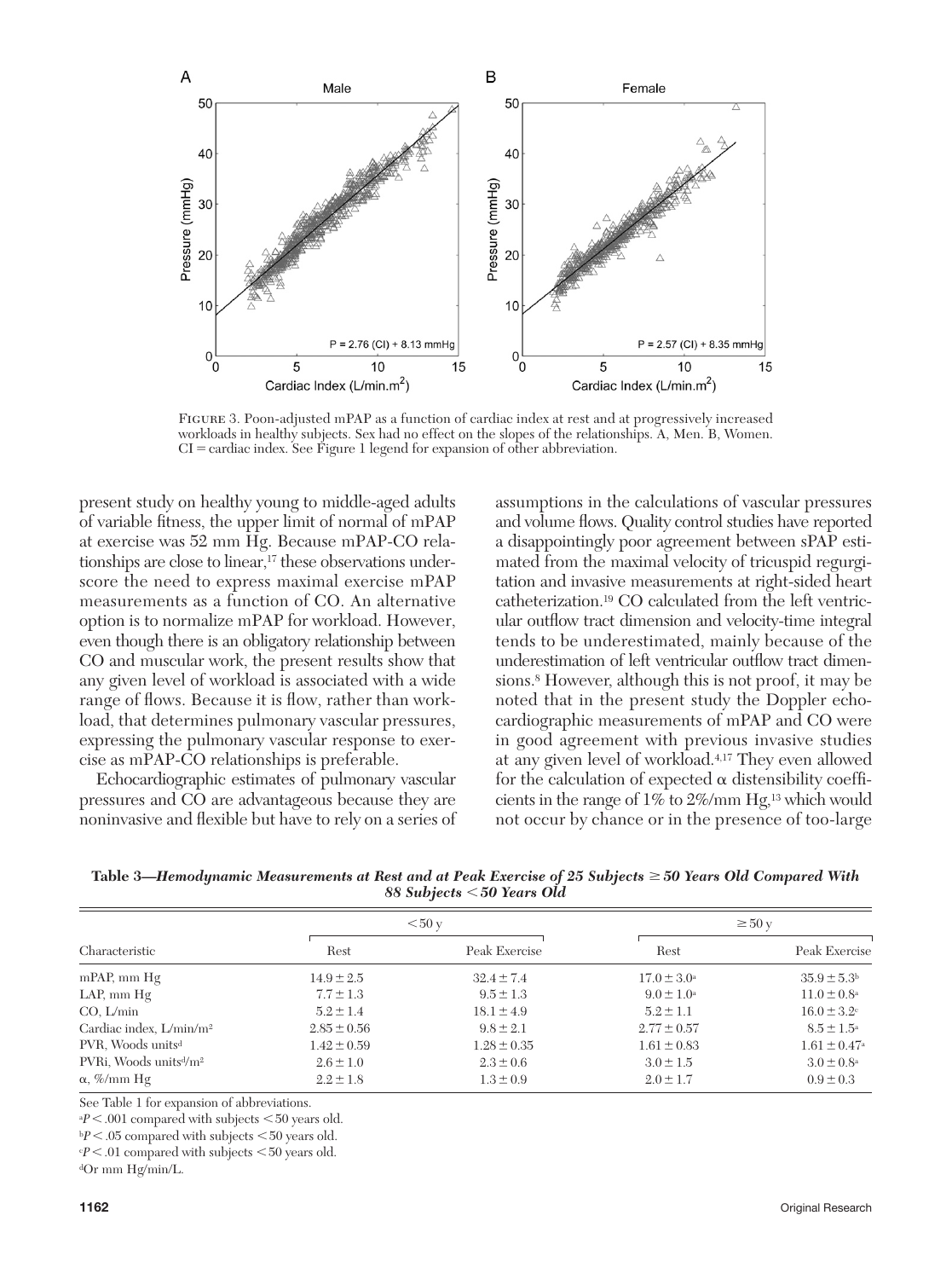FIGURE 3. Poon-adjusted mPAP as a function of cardiac index at rest and at progressively increased workloads in healthy subjects. Sex had no effect on the slopes of the relationships. A, Men. B, Women. CI = cardiac index. See Figure 1 legend for expansion of other abbreviation.

present study on healthy young to middle-aged adults of variable fitness, the upper limit of normal of mPAP at exercise was 52 mm Hg. Because mPAP-CO relationships are close to linear,[17] these observations underscore the need to express maximal exercise mPAP measurements as a function of CO. An alternative option is to normalize mPAP for workload. However, even though there is an obligatory relationship between CO and muscular work, the present results show that any given level of workload is associated with a wide range of flows. Because it is flow, rather than workload, that determines pulmonary vascular pressures, expressing the pulmonary vascular response to exercise as mPAP-CO relationships is preferable.

Echocardiographic estimates of pulmonary vascular pressures and CO are advantageous because they are noninvasive and flexible but have to rely on a series of assumptions in the calculations of vascular pressures and volume flows. Quality control studies have reported a disappointingly poor agreement between sPAP estimated from the maximal velocity of tricuspid regurgitation and invasive measurements at right-sided heart catheterization.[19] CO calculated from the left ventricular outflow tract dimension and velocity-time integral tends to be underestimated, mainly because of the underestimation of left ventricular outflow tract dimensions.[8] However, although this is not proof, it may be noted that in the present study the Doppler echocardiographic measurements of mPAP and CO were in good agreement with previous invasive studies at any given level of workload.[4,17] They even allowed for the calculation of expected α distensibility coefficients in the range of 1% to 2%/mm Hg,[13] which would not occur by chance or in the presence of too-large

**Table 3—*Hemodynamic Measurements at Rest and at Peak Exercise of 25 Subjects ≥ 50 Years Old Compared With 88 Subjects < 50 Years Old***

| Characteristic | < 50 y | | ≥ 50 y | |
|---|---|---|---|---|
| | Rest | Peak Exercise | Rest | Peak Exercise |
| mPAP, mm Hg | 14.9 ± 2.5 | 32.4 ± 7.4 | 17.0 ± 3.0[a] | 35.9 ± 5.3[b] |
| LAP, mm Hg | 7.7 ± 1.3 | 9.5 ± 1.3 | 9.0 ± 1.0[a] | 11.0 ± 0.8[a] |
| CO, L/min | 5.2 ± 1.4 | 18.1 ± 4.9 | 5.2 ± 1.1 | 16.0 ± 3.2[c] |
| Cardiac index, L/min/m² | 2.85 ± 0.56 | 9.8 ± 2.1 | 2.77 ± 0.57 | 8.5 ± 1.5[a] |
| PVR, Woods units[d] | 1.42 ± 0.59 | 1.28 ± 0.35 | 1.61 ± 0.83 | 1.61 ± 0.47[a] |
| PVRi, Woods units[d]/m² | 2.6 ± 1.0 | 2.3 ± 0.6 | 3.0 ± 1.5 | 3.0 ± 0.8[a] |
| α, %/mm Hg | 2.2 ± 1.8 | 1.3 ± 0.9 | 2.0 ± 1.7 | 0.9 ± 0.3 |

See Table 1 for expansion of abbreviations.

[a]$P < .001$ compared with subjects < 50 years old.

[b]$P < .05$ compared with subjects < 50 years old.

[c]$P < .01$ compared with subjects < 50 years old.

[d]Or mm Hg/min/L.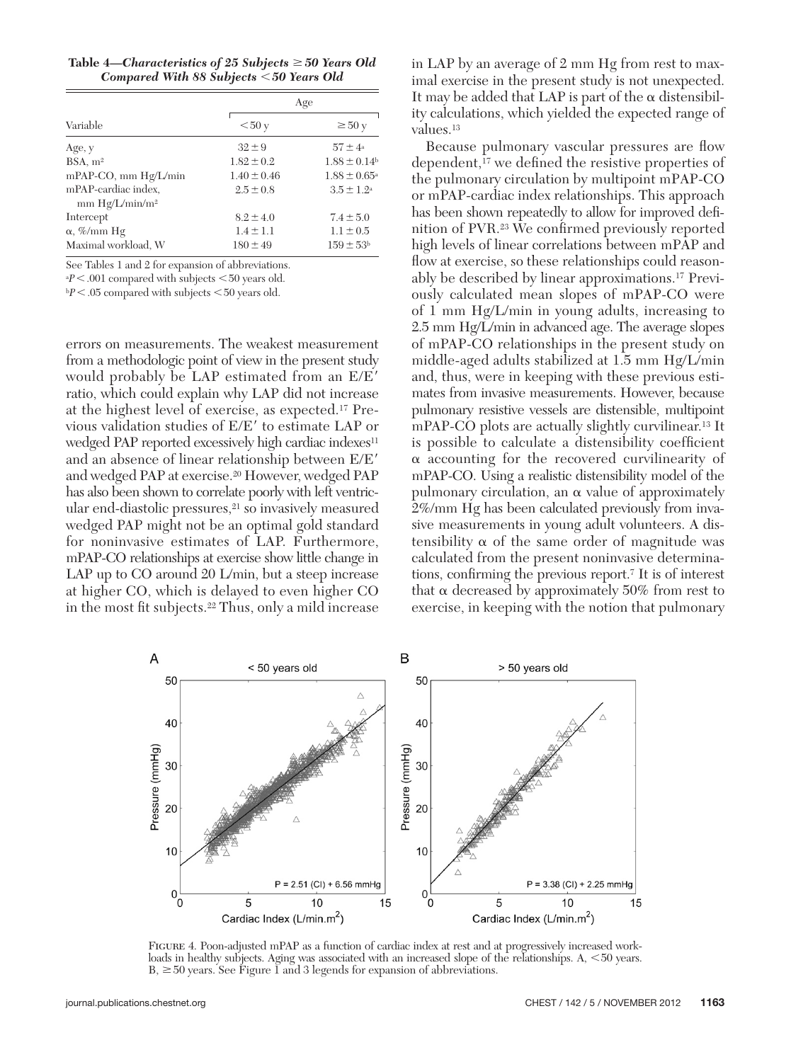**Table 4—*Characteristics of 25 Subjects ≥ 50 Years Old Compared With 88 Subjects < 50 Years Old***

| Variable | Age | |
|---|---|---|
| | < 50 y | ≥ 50 y |
| Age, y | 32 ± 9 | 57 ± 4[a] |
| BSA, $m^2$ | 1.82 ± 0.2 | 1.88 ± 0.14[b] |
| mPAP-CO, mm Hg/L/min | 1.40 ± 0.46 | 1.88 ± 0.65[a] |
| mPAP-cardiac index, mm $Hg/L/min/m^2$ | 2.5 ± 0.8 | 3.5 ± 1.2[a] |
| Intercept | 8.2 ± 4.0 | 7.4 ± 5.0 |
| α, %/mm Hg | 1.4 ± 1.1 | 1.1 ± 0.5 |
| Maximal workload, W | 180 ± 49 | 159 ± 53[b] |

See Tables 1 and 2 for expansion of abbreviations.
[a]$P < .001$ compared with subjects < 50 years old.
[b]$P < .05$ compared with subjects < 50 years old.

errors on measurements. The weakest measurement from a methodologic point of view in the present study would probably be LAP estimated from an E/E′ ratio, which could explain why LAP did not increase at the highest level of exercise, as expected.[17] Previous validation studies of E/E′ to estimate LAP or wedged PAP reported excessively high cardiac indexes[11] and an absence of linear relationship between E/E′ and wedged PAP at exercise.[20] However, wedged PAP has also been shown to correlate poorly with left ventricular end-diastolic pressures,[21] so invasively measured wedged PAP might not be an optimal gold standard for noninvasive estimates of LAP. Furthermore, mPAP-CO relationships at exercise show little change in LAP up to CO around 20 L/min, but a steep increase at higher CO, which is delayed to even higher CO in the most fit subjects.[22] Thus, only a mild increase in LAP by an average of 2 mm Hg from rest to maximal exercise in the present study is not unexpected. It may be added that LAP is part of the α distensibility calculations, which yielded the expected range of values.[13]

Because pulmonary vascular pressures are flow dependent,[17] we defined the resistive properties of the pulmonary circulation by multipoint mPAP-CO or mPAP-cardiac index relationships. This approach has been shown repeatedly to allow for improved definition of PVR.[23] We confirmed previously reported high levels of linear correlations between mPAP and flow at exercise, so these relationships could reasonably be described by linear approximations.[17] Previously calculated mean slopes of mPAP-CO were of 1 mm Hg/L/min in young adults, increasing to 2.5 mm Hg/L/min in advanced age. The average slopes of mPAP-CO relationships in the present study on middle-aged adults stabilized at 1.5 mm Hg/L/min and, thus, were in keeping with these previous estimates from invasive measurements. However, because pulmonary resistive vessels are distensible, multipoint mPAP-CO plots are actually slightly curvilinear.[13] It is possible to calculate a distensibility coefficient α accounting for the recovered curvilinearity of mPAP-CO. Using a realistic distensibility model of the pulmonary circulation, an α value of approximately 2%/mm Hg has been calculated previously from invasive measurements in young adult volunteers. A distensibility α of the same order of magnitude was calculated from the present noninvasive determinations, confirming the previous report.[7] It is of interest that α decreased by approximately 50% from rest to exercise, in keeping with the notion that pulmonary

Figure 4. Poon-adjusted mPAP as a function of cardiac index at rest and at progressively increased workloads in healthy subjects. Aging was associated with an increased slope of the relationships. A, < 50 years. B, ≥ 50 years. See Figure 1 and 3 legends for expansion of abbreviations.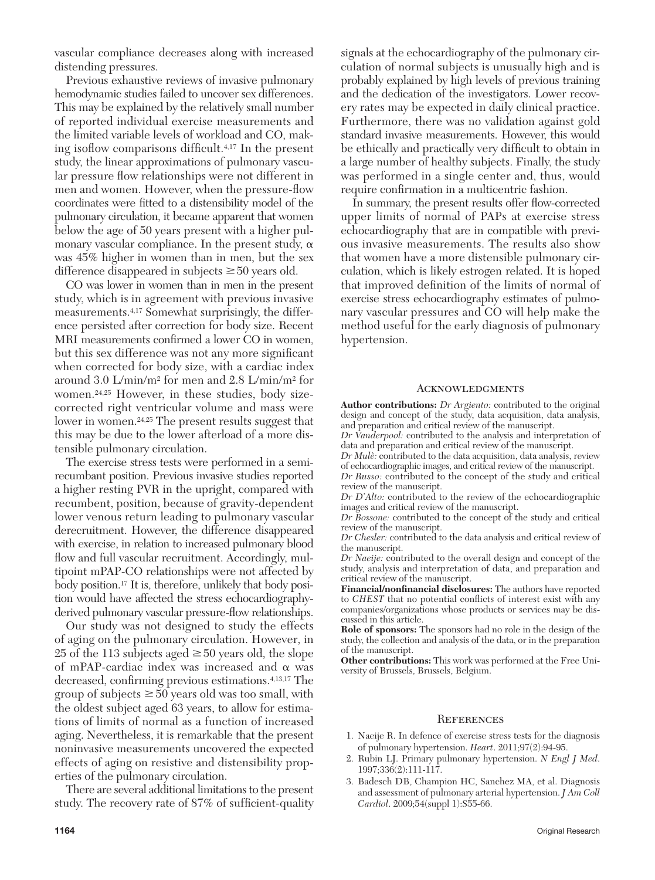vascular compliance decreases along with increased distending pressures.

Previous exhaustive reviews of invasive pulmonary hemodynamic studies failed to uncover sex differences. This may be explained by the relatively small number of reported individual exercise measurements and the limited variable levels of workload and CO, making isoflow comparisons difficult.[4,17] In the present study, the linear approximations of pulmonary vascular pressure flow relationships were not different in men and women. However, when the pressure-flow coordinates were fitted to a distensibility model of the pulmonary circulation, it became apparent that women below the age of 50 years present with a higher pulmonary vascular compliance. In the present study, $\alpha$ was 45% higher in women than in men, but the sex difference disappeared in subjects $\geq 50$ years old.

CO was lower in women than in men in the present study, which is in agreement with previous invasive measurements.[4,17] Somewhat surprisingly, the difference persisted after correction for body size. Recent MRI measurements confirmed a lower CO in women, but this sex difference was not any more significant when corrected for body size, with a cardiac index around 3.0 L/min/m$^2$ for men and 2.8 L/min/m$^2$ for women.[24,25] However, in these studies, body size-corrected right ventricular volume and mass were lower in women.[24,25] The present results suggest that this may be due to the lower afterload of a more distensible pulmonary circulation.

The exercise stress tests were performed in a semirecumbant position. Previous invasive studies reported a higher resting PVR in the upright, compared with recumbent, position, because of gravity-dependent lower venous return leading to pulmonary vascular derecruitment. However, the difference disappeared with exercise, in relation to increased pulmonary blood flow and full vascular recruitment. Accordingly, multipoint mPAP-CO relationships were not affected by body position.[17] It is, therefore, unlikely that body position would have affected the stress echocardiography-derived pulmonary vascular pressure-flow relationships.

Our study was not designed to study the effects of aging on the pulmonary circulation. However, in 25 of the 113 subjects aged $\geq 50$ years old, the slope of mPAP-cardiac index was increased and $\alpha$ was decreased, confirming previous estimations.[4,13,17] The group of subjects $\geq 50$ years old was too small, with the oldest subject aged 63 years, to allow for estimations of limits of normal as a function of increased aging. Nevertheless, it is remarkable that the present noninvasive measurements uncovered the expected effects of aging on resistive and distensibility properties of the pulmonary circulation.

There are several additional limitations to the present study. The recovery rate of 87% of sufficient-quality signals at the echocardiography of the pulmonary circulation of normal subjects is unusually high and is probably explained by high levels of previous training and the dedication of the investigators. Lower recovery rates may be expected in daily clinical practice. Furthermore, there was no validation against gold standard invasive measurements. However, this would be ethically and practically very difficult to obtain in a large number of healthy subjects. Finally, the study was performed in a single center and, thus, would require confirmation in a multicentric fashion.

In summary, the present results offer flow-corrected upper limits of normal of PAPs at exercise stress echocardiography that are in compatible with previous invasive measurements. The results also show that women have a more distensible pulmonary circulation, which is likely estrogen related. It is hoped that improved definition of the limits of normal of exercise stress echocardiography estimates of pulmonary vascular pressures and CO will help make the method useful for the early diagnosis of pulmonary hypertension.

## Acknowledgments

**Author contributions:** *Dr Argiento:* contributed to the original design and concept of the study, data acquisition, data analysis, and preparation and critical review of the manuscript.

*Dr Vanderpool:* contributed to the analysis and interpretation of data and preparation and critical review of the manuscript.

*Dr Mulè:* contributed to the data acquisition, data analysis, review of echocardiographic images, and critical review of the manuscript.

*Dr Russo:* contributed to the concept of the study and critical review of the manuscript.

*Dr D'Alto:* contributed to the review of the echocardiographic images and critical review of the manuscript.

*Dr Bossone:* contributed to the concept of the study and critical review of the manuscript.

*Dr Chesler:* contributed to the data analysis and critical review of the manuscript.

*Dr Naeije:* contributed to the overall design and concept of the study, analysis and interpretation of data, and preparation and critical review of the manuscript.

**Financial/nonfinancial disclosures:** The authors have reported to *CHEST* that no potential conflicts of interest exist with any companies/organizations whose products or services may be discussed in this article.

**Role of sponsors:** The sponsors had no role in the design of the study, the collection and analysis of the data, or in the preparation of the manuscript.

**Other contributions:** This work was performed at the Free University of Brussels, Brussels, Belgium.

## References

1. Naeije R. In defence of exercise stress tests for the diagnosis of pulmonary hypertension. *Heart*. 2011;97(2):94-95.
2. Rubin LJ. Primary pulmonary hypertension. *N Engl J Med*. 1997;336(2):111-117.
3. Badesch DB, Champion HC, Sanchez MA, et al. Diagnosis and assessment of pulmonary arterial hypertension. *J Am Coll Cardiol*. 2009;54(suppl 1):S55-66.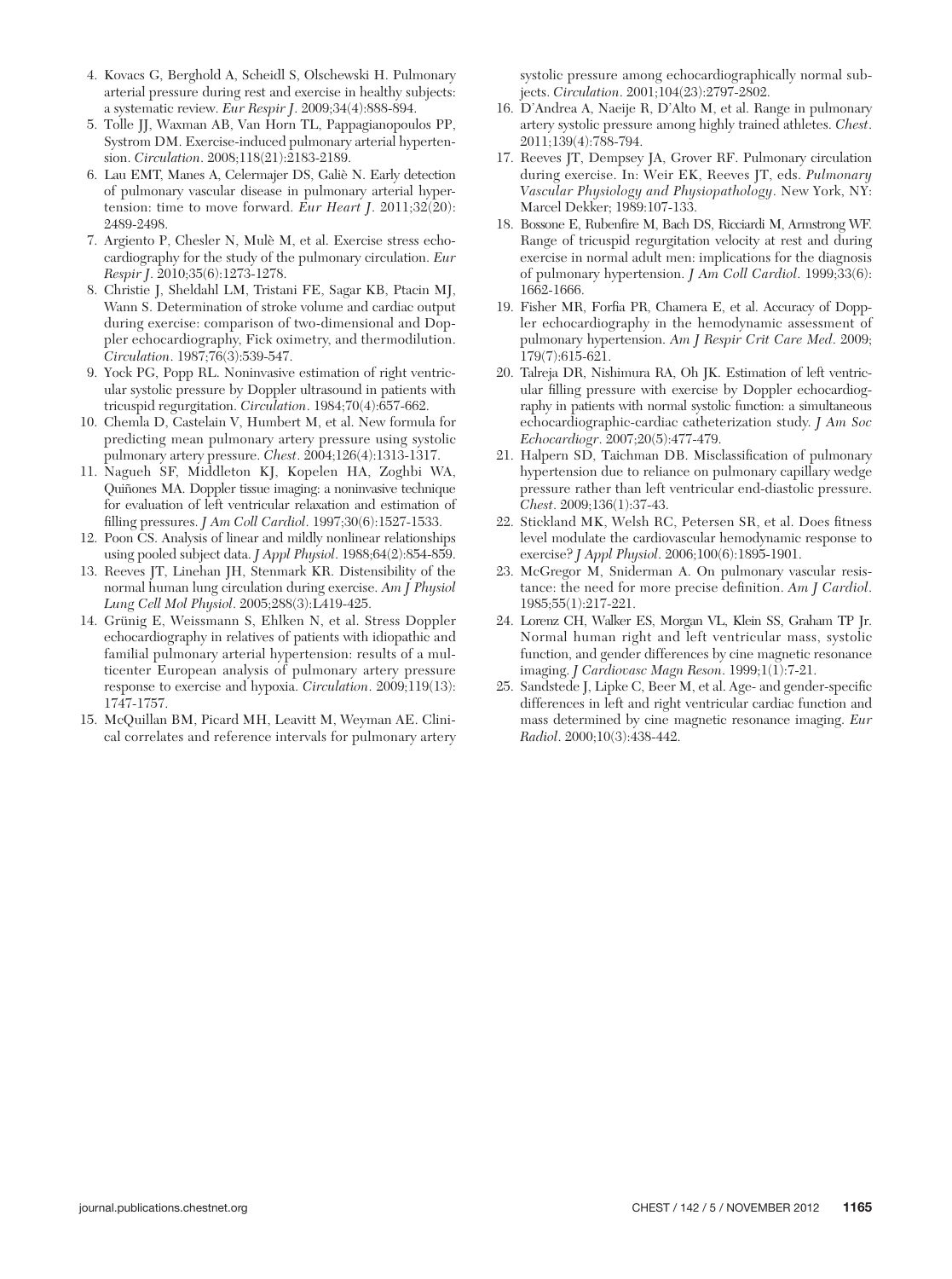4. Kovacs G, Berghold A, Scheidl S, Olschewski H. Pulmonary arterial pressure during rest and exercise in healthy subjects: a systematic review. *Eur Respir J*. 2009;34(4):888-894.
5. Tolle JJ, Waxman AB, Van Horn TL, Pappagianopoulos PP, Systrom DM. Exercise-induced pulmonary arterial hypertension. *Circulation*. 2008;118(21):2183-2189.
6. Lau EMT, Manes A, Celermajer DS, Galiè N. Early detection of pulmonary vascular disease in pulmonary arterial hypertension: time to move forward. *Eur Heart J*. 2011;32(20): 2489-2498.
7. Argiento P, Chesler N, Mulè M, et al. Exercise stress echocardiography for the study of the pulmonary circulation. *Eur Respir J*. 2010;35(6):1273-1278.
8. Christie J, Sheldahl LM, Tristani FE, Sagar KB, Ptacin MJ, Wann S. Determination of stroke volume and cardiac output during exercise: comparison of two-dimensional and Doppler echocardiography, Fick oximetry, and thermodilution. *Circulation*. 1987;76(3):539-547.
9. Yock PG, Popp RL. Noninvasive estimation of right ventricular systolic pressure by Doppler ultrasound in patients with tricuspid regurgitation. *Circulation*. 1984;70(4):657-662.
10. Chemla D, Castelain V, Humbert M, et al. New formula for predicting mean pulmonary artery pressure using systolic pulmonary artery pressure. *Chest*. 2004;126(4):1313-1317.
11. Nagueh SF, Middleton KJ, Kopelen HA, Zoghbi WA, Quiñones MA. Doppler tissue imaging: a noninvasive technique for evaluation of left ventricular relaxation and estimation of filling pressures. *J Am Coll Cardiol*. 1997;30(6):1527-1533.
12. Poon CS. Analysis of linear and mildly nonlinear relationships using pooled subject data. *J Appl Physiol*. 1988;64(2):854-859.
13. Reeves JT, Linehan JH, Stenmark KR. Distensibility of the normal human lung circulation during exercise. *Am J Physiol Lung Cell Mol Physiol*. 2005;288(3):L419-425.
14. Grünig E, Weissmann S, Ehlken N, et al. Stress Doppler echocardiography in relatives of patients with idiopathic and familial pulmonary arterial hypertension: results of a multicenter European analysis of pulmonary artery pressure response to exercise and hypoxia. *Circulation*. 2009;119(13): 1747-1757.
15. McQuillan BM, Picard MH, Leavitt M, Weyman AE. Clinical correlates and reference intervals for pulmonary artery systolic pressure among echocardiographically normal subjects. *Circulation*. 2001;104(23):2797-2802.
16. D'Andrea A, Naeije R, D'Alto M, et al. Range in pulmonary artery systolic pressure among highly trained athletes. *Chest*. 2011;139(4):788-794.
17. Reeves JT, Dempsey JA, Grover RF. Pulmonary circulation during exercise. In: Weir EK, Reeves JT, eds. *Pulmonary Vascular Physiology and Physiopathology*. New York, NY: Marcel Dekker; 1989:107-133.
18. Bossone E, Rubenfire M, Bach DS, Ricciardi M, Armstrong WF. Range of tricuspid regurgitation velocity at rest and during exercise in normal adult men: implications for the diagnosis of pulmonary hypertension. *J Am Coll Cardiol*. 1999;33(6): 1662-1666.
19. Fisher MR, Forfia PR, Chamera E, et al. Accuracy of Doppler echocardiography in the hemodynamic assessment of pulmonary hypertension. *Am J Respir Crit Care Med*. 2009; 179(7):615-621.
20. Talreja DR, Nishimura RA, Oh JK. Estimation of left ventricular filling pressure with exercise by Doppler echocardiography in patients with normal systolic function: a simultaneous echocardiographic-cardiac catheterization study. *J Am Soc Echocardiogr*. 2007;20(5):477-479.
21. Halpern SD, Taichman DB. Misclassification of pulmonary hypertension due to reliance on pulmonary capillary wedge pressure rather than left ventricular end-diastolic pressure. *Chest*. 2009;136(1):37-43.
22. Stickland MK, Welsh RC, Petersen SR, et al. Does fitness level modulate the cardiovascular hemodynamic response to exercise? *J Appl Physiol*. 2006;100(6):1895-1901.
23. McGregor M, Sniderman A. On pulmonary vascular resistance: the need for more precise definition. *Am J Cardiol*. 1985;55(1):217-221.
24. Lorenz CH, Walker ES, Morgan VL, Klein SS, Graham TP Jr. Normal human right and left ventricular mass, systolic function, and gender differences by cine magnetic resonance imaging. *J Cardiovasc Magn Reson*. 1999;1(1):7-21.
25. Sandstede J, Lipke C, Beer M, et al. Age- and gender-specific differences in left and right ventricular cardiac function and mass determined by cine magnetic resonance imaging. *Eur Radiol*. 2000;10(3):438-442.